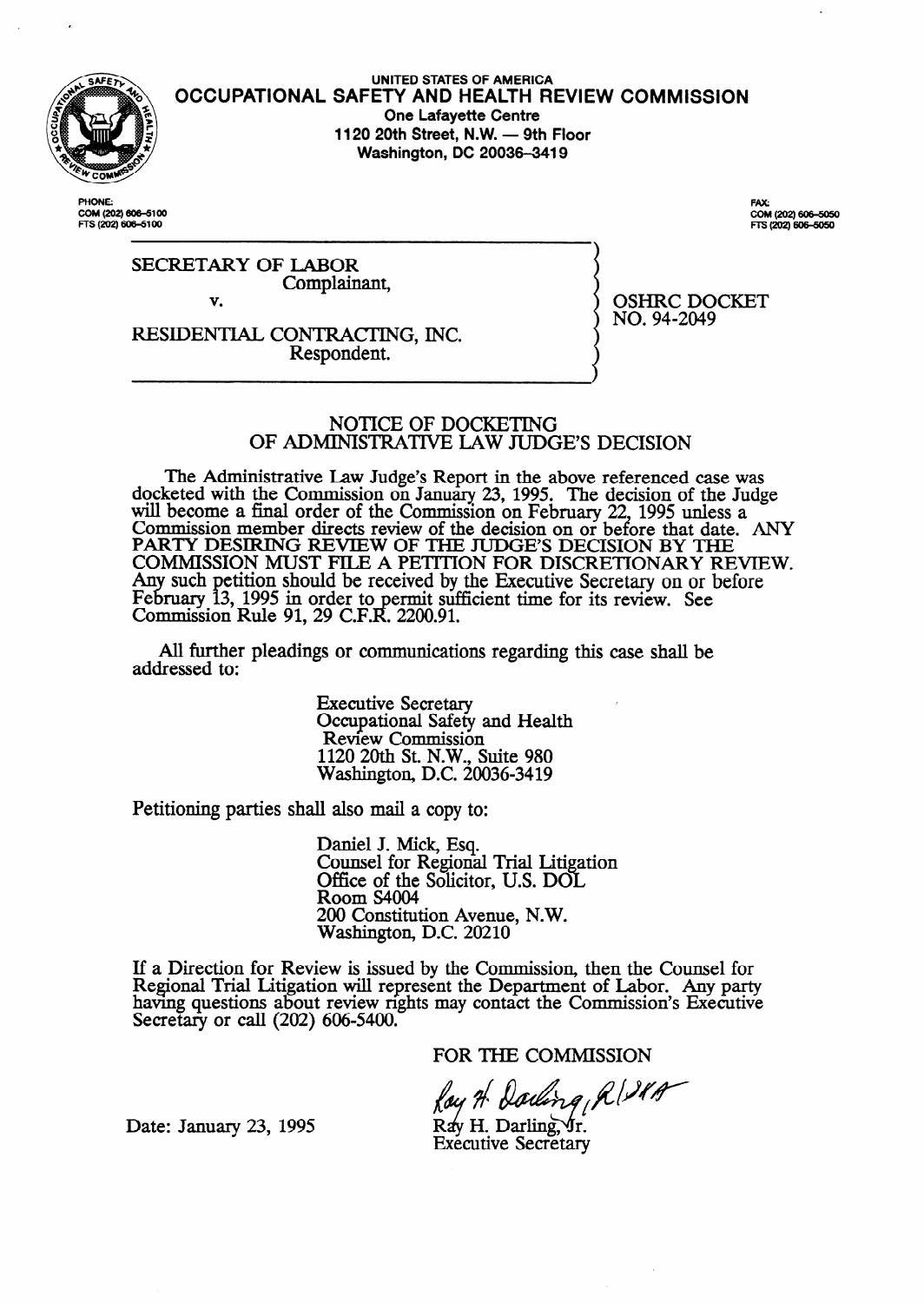UNITED STATES OF AMERICA

# OCCUPATIONAL SAFETY AND HEALTH REVIEW COMMISSION

One Lafayette Centre
1120 20th Street, N.W. — 9th Floor
Washington, DC 20036-3419

PHONE:
COM (202) 606-5100
FTS (202) 606-5100

FAX:
COM (202) 606-5050
FTS (202) 606-5050

SECRETARY OF LABOR
Complainant,

v.

RESIDENTIAL CONTRACTING, INC.
Respondent.

OSHRC DOCKET
NO. 94-2049

## NOTICE OF DOCKETING
## OF ADMINISTRATIVE LAW JUDGE'S DECISION

The Administrative Law Judge's Report in the above referenced case was docketed with the Commission on January 23, 1995. The decision of the Judge will become a final order of the Commission on February 22, 1995 unless a Commission member directs review of the decision on or before that date. ANY PARTY DESIRING REVIEW OF THE JUDGE'S DECISION BY THE COMMISSION MUST FILE A PETITION FOR DISCRETIONARY REVIEW. Any such petition should be received by the Executive Secretary on or before February 13, 1995 in order to permit sufficient time for its review. See Commission Rule 91, 29 C.F.R. 2200.91.

All further pleadings or communications regarding this case shall be addressed to:

Executive Secretary
Occupational Safety and Health
Review Commission
1120 20th St. N.W., Suite 980
Washington, D.C. 20036-3419

Petitioning parties shall also mail a copy to:

Daniel J. Mick, Esq.
Counsel for Regional Trial Litigation
Office of the Solicitor, U.S. DOL
Room S4004
200 Constitution Avenue, N.W.
Washington, D.C. 20210

If a Direction for Review is issued by the Commission, then the Counsel for Regional Trial Litigation will represent the Department of Labor. Any party having questions about review rights may contact the Commission's Executive Secretary or call (202) 606-5400.

FOR THE COMMISSION

Ray H. Darling, Jr.
Executive Secretary

Date: January 23, 1995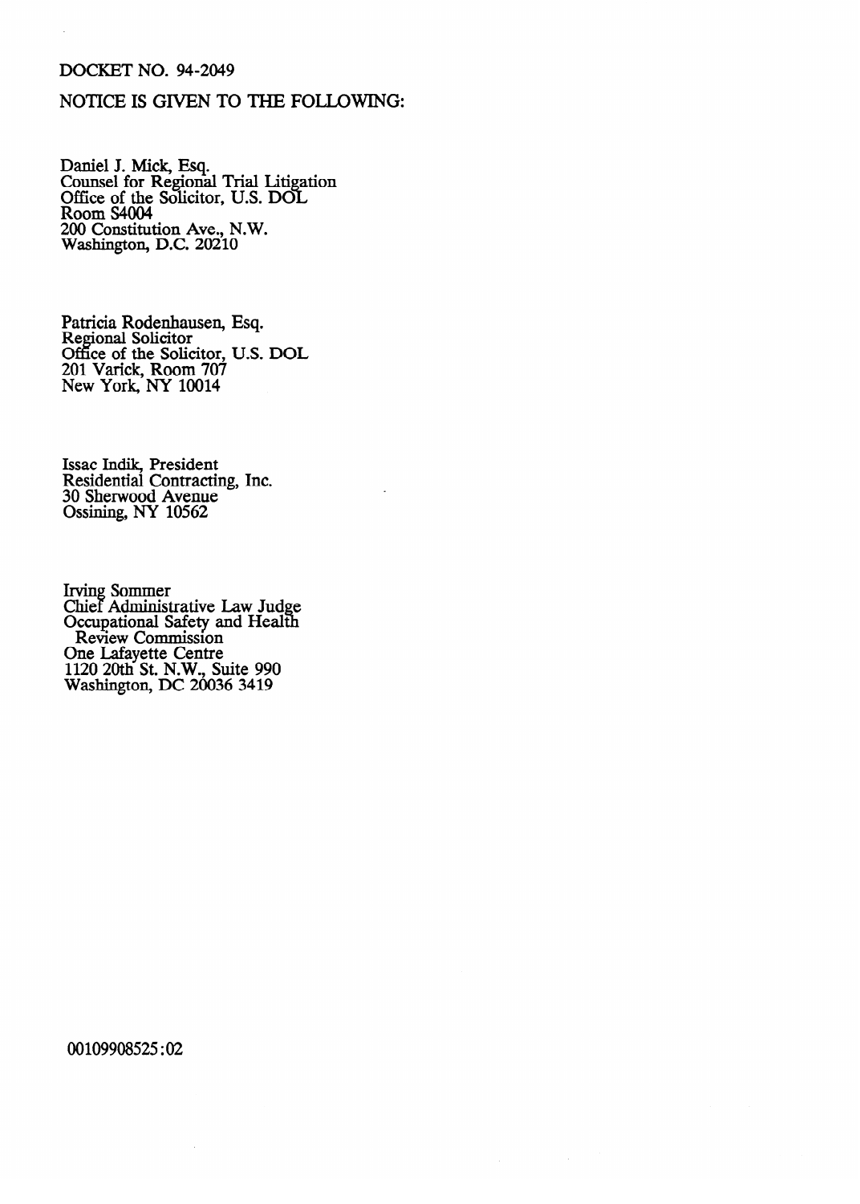DOCKET NO. 94-2049

NOTICE IS GIVEN TO THE FOLLOWING:

Daniel J. Mick, Esq.
Counsel for Regional Trial Litigation
Office of the Solicitor, U.S. DOL
Room S4004
200 Constitution Ave., N.W.
Washington, D.C. 20210

Patricia Rodenhausen, Esq.
Regional Solicitor
Office of the Solicitor, U.S. DOL
201 Varick, Room 707
New York, NY 10014

Issac Indik, President
Residential Contracting, Inc.
30 Sherwood Avenue
Ossining, NY 10562

Irving Sommer
Chief Administrative Law Judge
Occupational Safety and Health
Review Commission
One Lafayette Centre
1120 20th St. N.W., Suite 990
Washington, DC 20036 3419

00109908525:02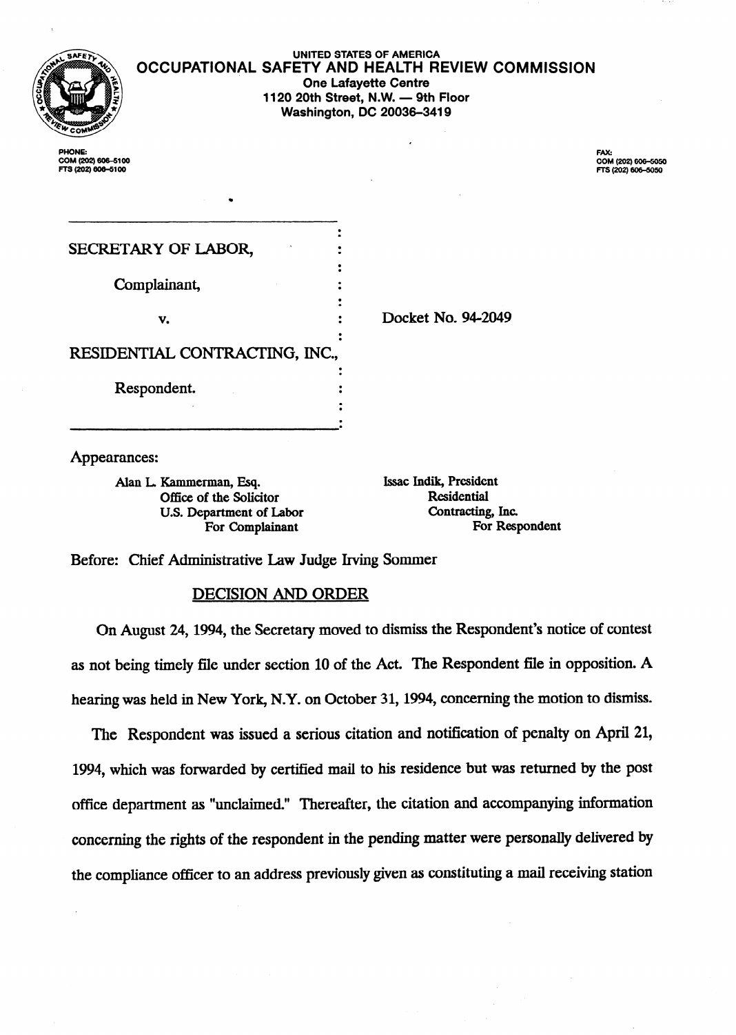UNITED STATES OF AMERICA

**OCCUPATIONAL SAFETY AND HEALTH REVIEW COMMISSION**

One Lafayette Centre
1120 20th Street, N.W. — 9th Floor
Washington, DC 20036–3419

PHONE:
COM (202) 606–5100
FTS (202) 606–5100

FAX:
COM (202) 606–5050
FTS (202) 606–5050

SECRETARY OF LABOR,

Complainant,

v.

RESIDENTIAL CONTRACTING, INC.,

Respondent.

Docket No. 94-2049

Appearances:

Alan L. Kammerman, Esq.
Office of the Solicitor
U.S. Department of Labor
For Complainant

Issac Indik, President
Residential Contracting, Inc.
For Respondent

Before: Chief Administrative Law Judge Irving Sommer

## DECISION AND ORDER

On August 24, 1994, the Secretary moved to dismiss the Respondent's notice of contest as not being timely file under section 10 of the Act. The Respondent file in opposition. A hearing was held in New York, N.Y. on October 31, 1994, concerning the motion to dismiss.

The Respondent was issued a serious citation and notification of penalty on April 21, 1994, which was forwarded by certified mail to his residence but was returned by the post office department as "unclaimed." Thereafter, the citation and accompanying information concerning the rights of the respondent in the pending matter were personally delivered by the compliance officer to an address previously given as constituting a mail receiving station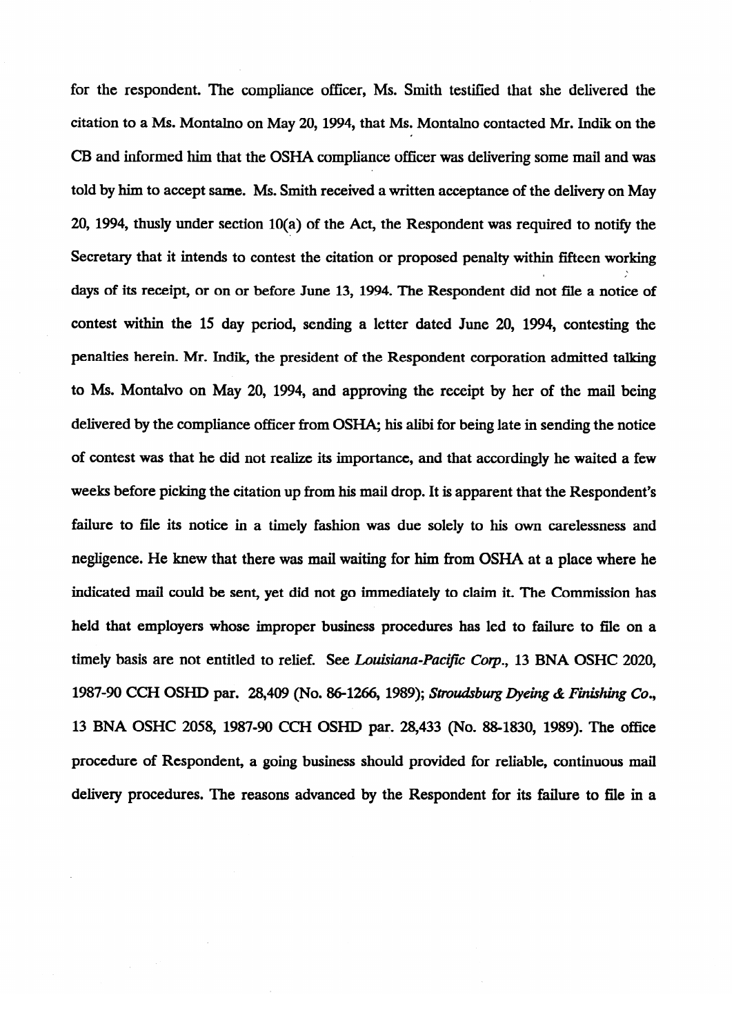for the respondent. The compliance officer, Ms. Smith testified that she delivered the citation to a Ms. Montalno on May 20, 1994, that Ms. Montalno contacted Mr. Indik on the CB and informed him that the OSHA compliance officer was delivering some mail and was told by him to accept same. Ms. Smith received a written acceptance of the delivery on May 20, 1994, thusly under section 10(a) of the Act, the Respondent was required to notify the Secretary that it intends to contest the citation or proposed penalty within fifteen working days of its receipt, or on or before June 13, 1994. The Respondent did not file a notice of contest within the 15 day period, sending a letter dated June 20, 1994, contesting the penalties herein. Mr. Indik, the president of the Respondent corporation admitted talking to Ms. Montalvo on May 20, 1994, and approving the receipt by her of the mail being delivered by the compliance officer from OSHA; his alibi for being late in sending the notice of contest was that he did not realize its importance, and that accordingly he waited a few weeks before picking the citation up from his mail drop. It is apparent that the Respondent's failure to file its notice in a timely fashion was due solely to his own carelessness and negligence. He knew that there was mail waiting for him from OSHA at a place where he indicated mail could be sent, yet did not go immediately to claim it. The Commission has held that employers whose improper business procedures has led to failure to file on a timely basis are not entitled to relief. See *Louisiana-Pacific Corp.*, 13 BNA OSHC 2020, 1987-90 CCH OSHD par. 28,409 (No. 86-1266, 1989); *Stroudsburg Dyeing & Finishing Co.*, 13 BNA OSHC 2058, 1987-90 CCH OSHD par. 28,433 (No. 88-1830, 1989). The office procedure of Respondent, a going business should provided for reliable, continuous mail delivery procedures. The reasons advanced by the Respondent for its failure to file in a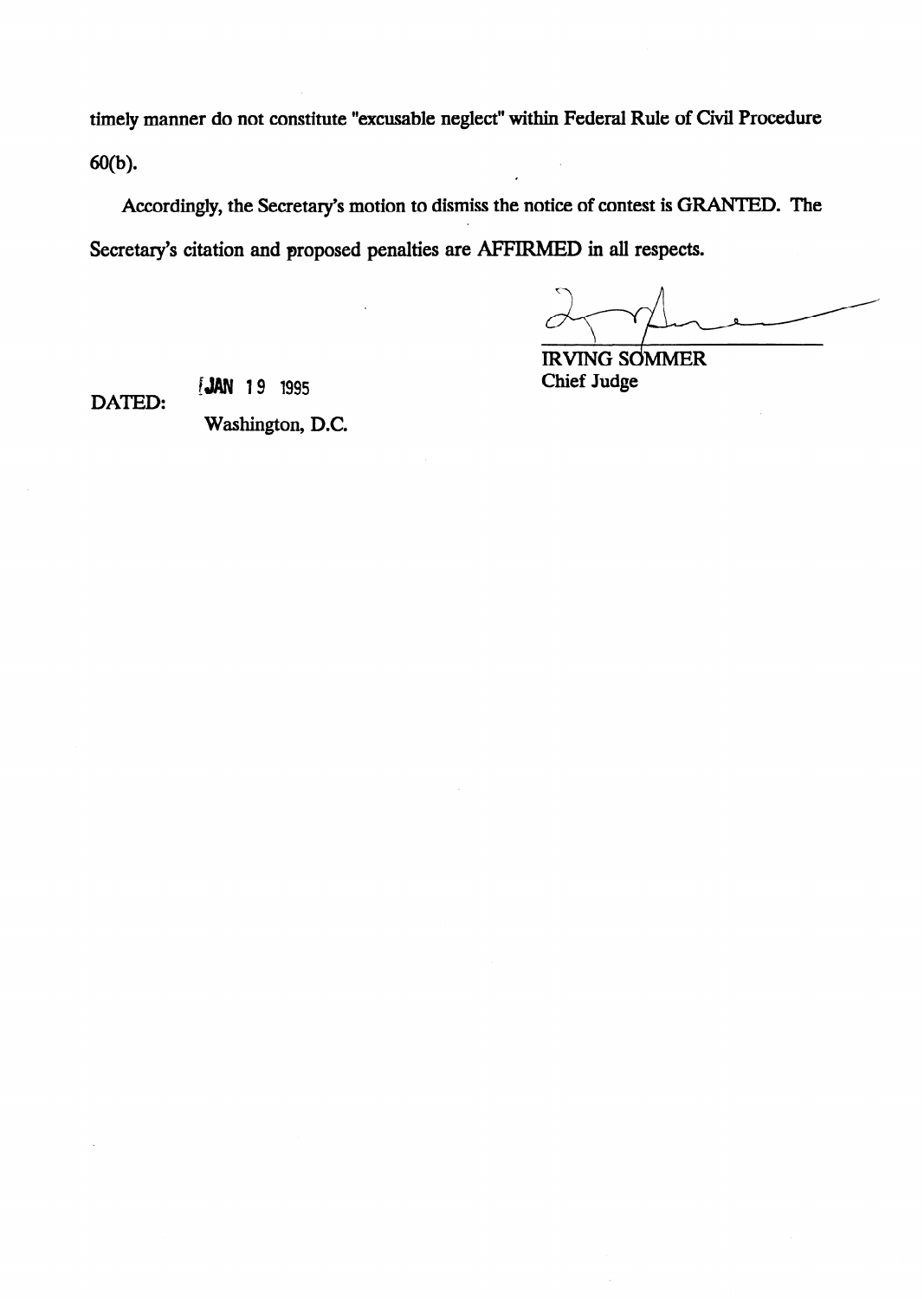timely manner do not constitute "excusable neglect" within Federal Rule of Civil Procedure 60(b).

Accordingly, the Secretary's motion to dismiss the notice of contest is GRANTED. The Secretary's citation and proposed penalties are AFFIRMED in all respects.

IRVING SOMMER
Chief Judge

DATED: JAN 19 1995
Washington, D.C.